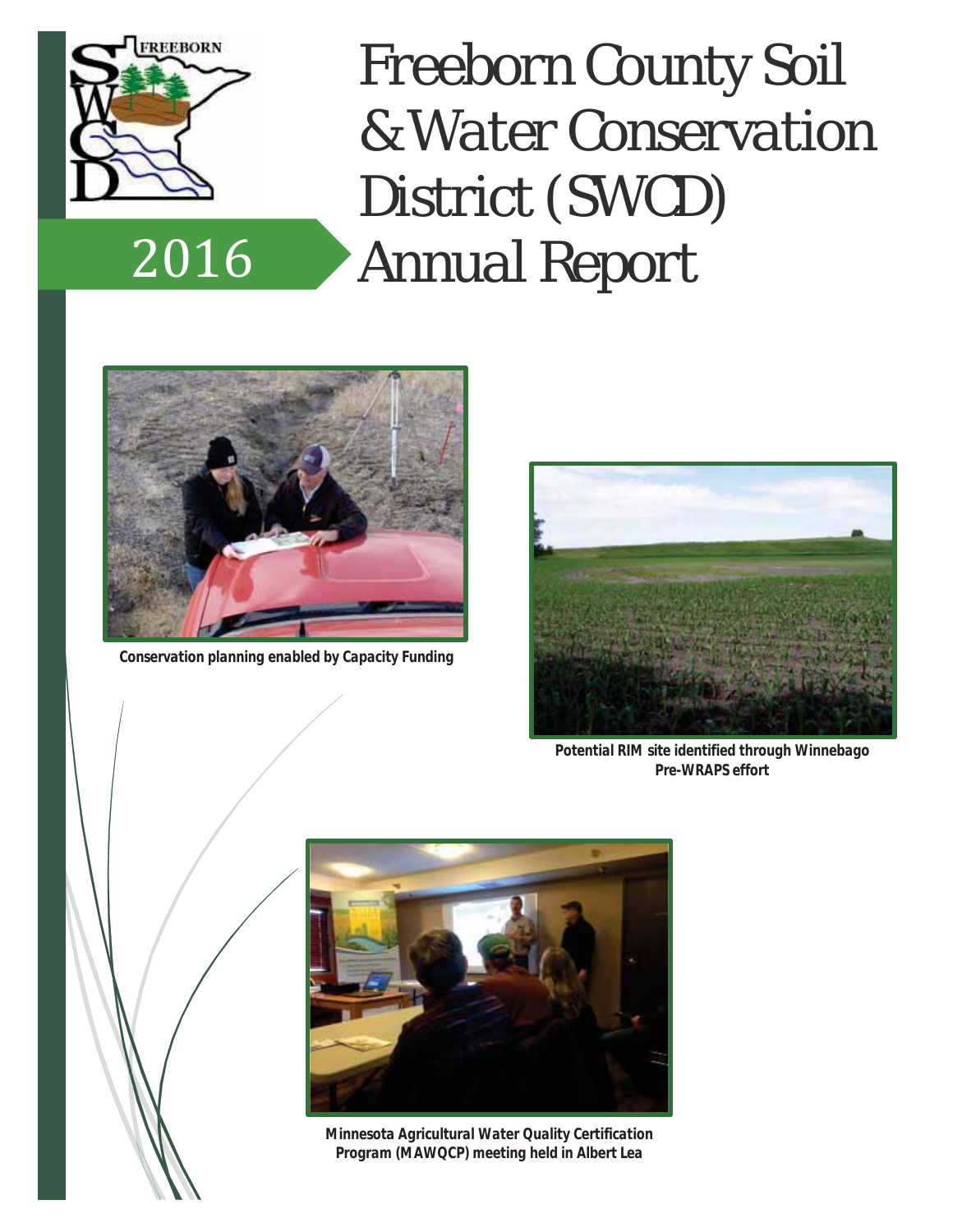# Freeborn County Soil & Water Conservation District (SWCD) Annual Report

2016

Conservation planning enabled by Capacity Funding

Potential RIM site identified through Winnebago Pre-WRAPS effort

Minnesota Agricultural Water Quality Certification Program (MAWQCP) meeting held in Albert Lea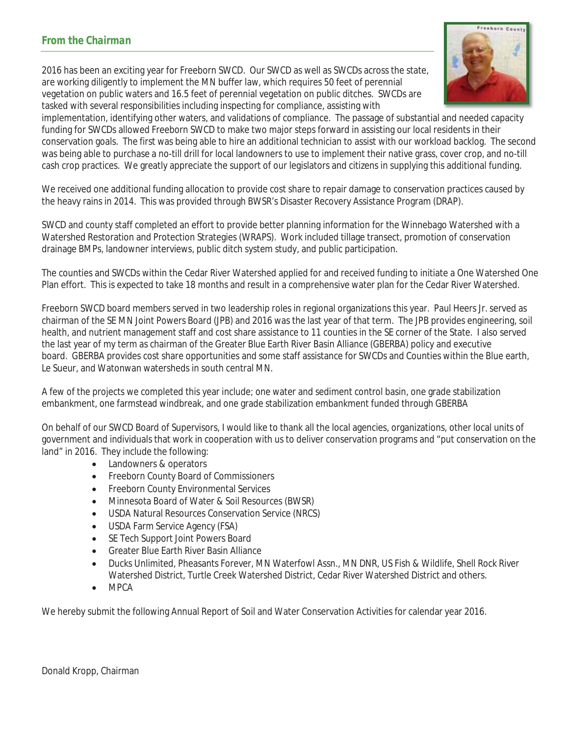## *From the Chairman*

2016 has been an exciting year for Freeborn SWCD. Our SWCD as well as SWCDs across the state, are working diligently to implement the MN buffer law, which requires 50 feet of perennial vegetation on public waters and 16.5 feet of perennial vegetation on public ditches. SWCDs are tasked with several responsibilities including inspecting for compliance, assisting with implementation, identifying other waters, and validations of compliance. The passage of substantial and needed capacity funding for SWCDs allowed Freeborn SWCD to make two major steps forward in assisting our local residents in their conservation goals. The first was being able to hire an additional technician to assist with our workload backlog. The second was being able to purchase a no-till drill for local landowners to use to implement their native grass, cover crop, and no-till cash crop practices. We greatly appreciate the support of our legislators and citizens in supplying this additional funding.

We received one additional funding allocation to provide cost share to repair damage to conservation practices caused by the heavy rains in 2014. This was provided through BWSR's Disaster Recovery Assistance Program (DRAP).

SWCD and county staff completed an effort to provide better planning information for the Winnebago Watershed with a Watershed Restoration and Protection Strategies (WRAPS). Work included tillage transect, promotion of conservation drainage BMPs, landowner interviews, public ditch system study, and public participation.

The counties and SWCDs within the Cedar River Watershed applied for and received funding to initiate a One Watershed One Plan effort. This is expected to take 18 months and result in a comprehensive water plan for the Cedar River Watershed.

Freeborn SWCD board members served in two leadership roles in regional organizations this year. Paul Heers Jr. served as chairman of the SE MN Joint Powers Board (JPB) and 2016 was the last year of that term. The JPB provides engineering, soil health, and nutrient management staff and cost share assistance to 11 counties in the SE corner of the State. I also served the last year of my term as chairman of the Greater Blue Earth River Basin Alliance (GBERBA) policy and executive board. GBERBA provides cost share opportunities and some staff assistance for SWCDs and Counties within the Blue earth, Le Sueur, and Watonwan watersheds in south central MN.

A few of the projects we completed this year include; one water and sediment control basin, one grade stabilization embankment, one farmstead windbreak, and one grade stabilization embankment funded through GBERBA

On behalf of our SWCD Board of Supervisors, I would like to thank all the local agencies, organizations, other local units of government and individuals that work in cooperation with us to deliver conservation programs and "put conservation on the land" in 2016. They include the following:

- Landowners & operators
- Freeborn County Board of Commissioners
- Freeborn County Environmental Services
- Minnesota Board of Water & Soil Resources (BWSR)
- USDA Natural Resources Conservation Service (NRCS)
- USDA Farm Service Agency (FSA)
- SE Tech Support Joint Powers Board
- Greater Blue Earth River Basin Alliance
- Ducks Unlimited, Pheasants Forever, MN Waterfowl Assn., MN DNR, US Fish & Wildlife, Shell Rock River Watershed District, Turtle Creek Watershed District, Cedar River Watershed District and others.
- MPCA

We hereby submit the following Annual Report of Soil and Water Conservation Activities for calendar year 2016.

Donald Kropp, Chairman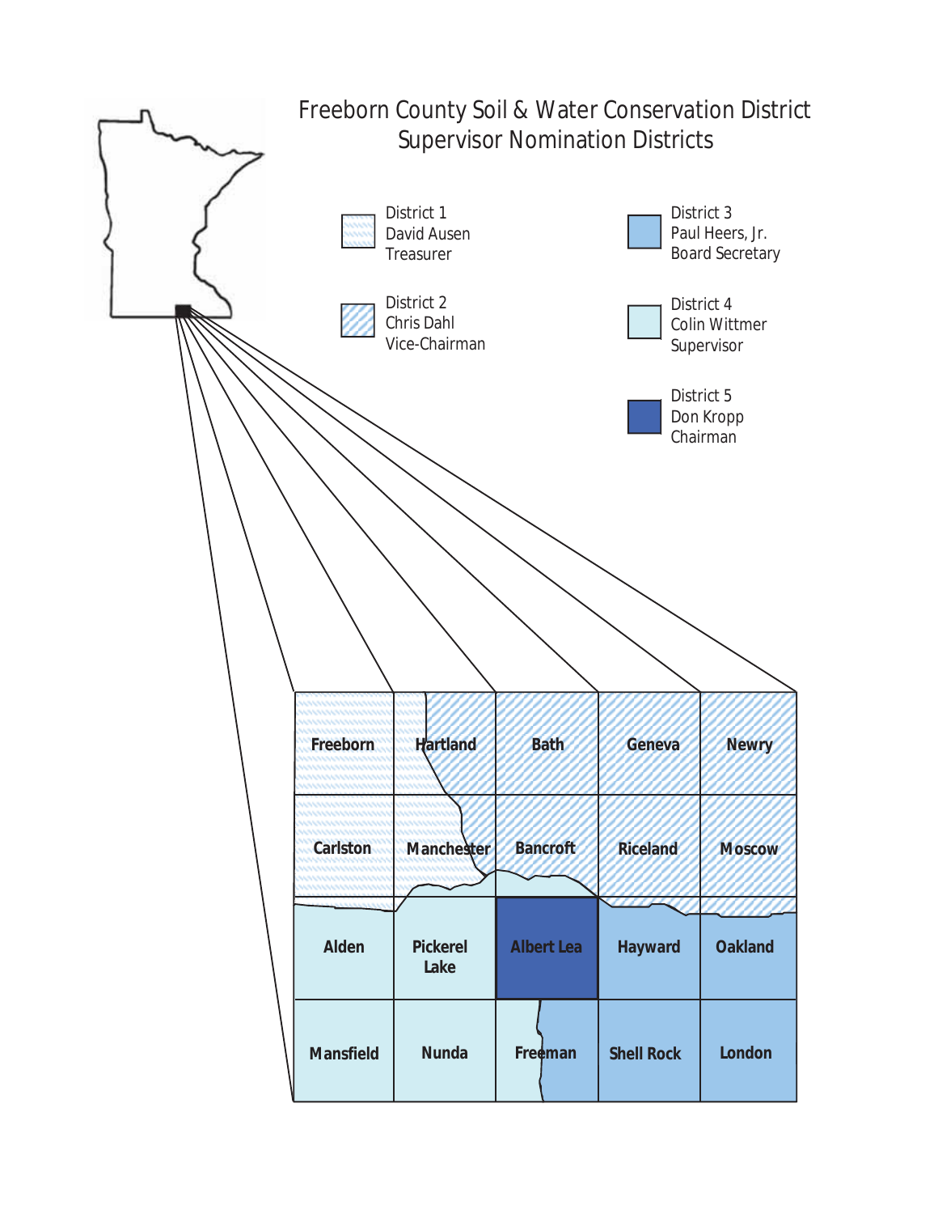# Freeborn County Soil & Water Conservation District
## Supervisor Nomination Districts

District 1
David Ausen
Treasurer

District 2
Chris Dahl
Vice-Chairman

District 3
Paul Heers, Jr.
Board Secretary

District 4
Colin Wittmer
Supervisor

District 5
Don Kropp
Chairman

| | | | | |
|---|---|---|---|---|
| Freeborn | Hartland | Bath | Geneva | Newry |
| Carlston | Manchester | Bancroft | Riceland | Moscow |
| Alden | Pickerel Lake | Albert Lea | Hayward | Oakland |
| Mansfield | Nunda | Freeman | Shell Rock | London |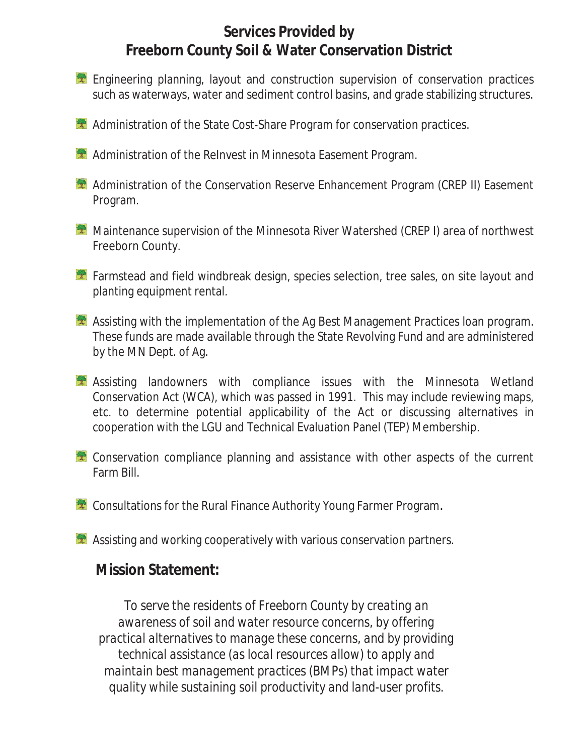## Services Provided by Freeborn County Soil & Water Conservation District

- Engineering planning, layout and construction supervision of conservation practices such as waterways, water and sediment control basins, and grade stabilizing structures.
- Administration of the State Cost-Share Program for conservation practices.
- Administration of the ReInvest in Minnesota Easement Program.
- Administration of the Conservation Reserve Enhancement Program (CREP II) Easement Program.
- Maintenance supervision of the Minnesota River Watershed (CREP I) area of northwest Freeborn County.
- Farmstead and field windbreak design, species selection, tree sales, on site layout and planting equipment rental.
- Assisting with the implementation of the Ag Best Management Practices loan program. These funds are made available through the State Revolving Fund and are administered by the MN Dept. of Ag.
- Assisting landowners with compliance issues with the Minnesota Wetland Conservation Act (WCA), which was passed in 1991. This may include reviewing maps, etc. to determine potential applicability of the Act or discussing alternatives in cooperation with the LGU and Technical Evaluation Panel (TEP) Membership.
- Conservation compliance planning and assistance with other aspects of the current Farm Bill.
- Consultations for the Rural Finance Authority Young Farmer Program.
- Assisting and working cooperatively with various conservation partners.

### Mission Statement:

*To serve the residents of Freeborn County by creating an awareness of soil and water resource concerns, by offering practical alternatives to manage these concerns, and by providing technical assistance (as local resources allow) to apply and maintain best management practices (BMPs) that impact water quality while sustaining soil productivity and land-user profits.*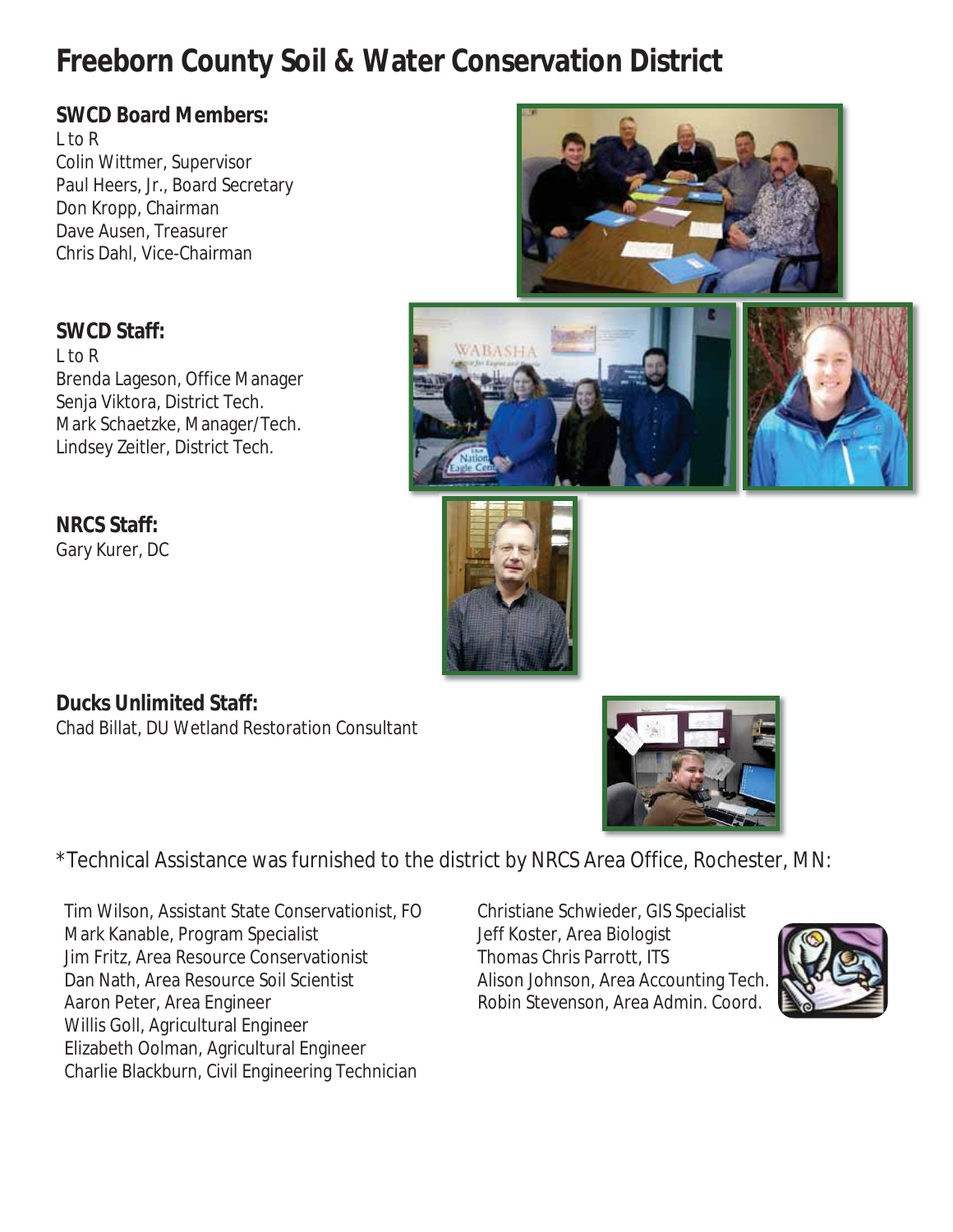# Freeborn County Soil & Water Conservation District

**SWCD Board Members:**
L to R
Colin Wittmer, Supervisor
Paul Heers, Jr., Board Secretary
Don Kropp, Chairman
Dave Ausen, Treasurer
Chris Dahl, Vice-Chairman

**SWCD Staff:**
L to R
Brenda Lageson, Office Manager
Senja Viktora, District Tech.
Mark Schaetzke, Manager/Tech.
Lindsey Zeitler, District Tech.

**NRCS Staff:**
Gary Kurer, DC

**Ducks Unlimited Staff:**
Chad Billat, DU Wetland Restoration Consultant

*Technical Assistance was furnished to the district by NRCS Area Office, Rochester, MN:

Tim Wilson, Assistant State Conservationist, FO
Mark Kanable, Program Specialist
Jim Fritz, Area Resource Conservationist
Dan Nath, Area Resource Soil Scientist
Aaron Peter, Area Engineer
Willis Goll, Agricultural Engineer
Elizabeth Oolman, Agricultural Engineer
Charlie Blackburn, Civil Engineering Technician
Christiane Schwieder, GIS Specialist
Jeff Koster, Area Biologist
Thomas Chris Parrott, ITS
Alison Johnson, Area Accounting Tech.
Robin Stevenson, Area Admin. Coord.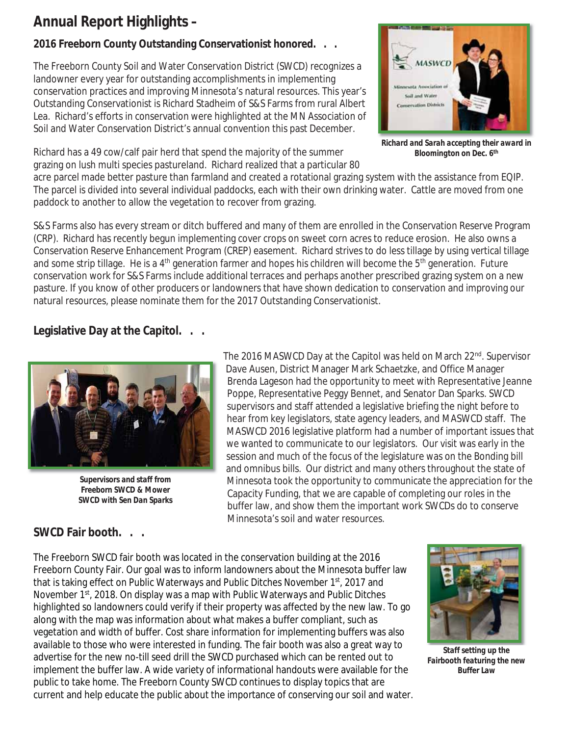# Annual Report Highlights –

### 2016 Freeborn County Outstanding Conservationist honored. . .

The Freeborn County Soil and Water Conservation District (SWCD) recognizes a landowner every year for outstanding accomplishments in implementing conservation practices and improving Minnesota's natural resources. This year's Outstanding Conservationist is Richard Stadheim of S&S Farms from rural Albert Lea. Richard's efforts in conservation were highlighted at the MN Association of Soil and Water Conservation District's annual convention this past December.

***Richard and Sarah accepting their award in Bloomington on Dec. 6th***

Richard has a 49 cow/calf pair herd that spend the majority of the summer grazing on lush multi species pastureland. Richard realized that a particular 80 acre parcel made better pasture than farmland and created a rotational grazing system with the assistance from EQIP. The parcel is divided into several individual paddocks, each with their own drinking water. Cattle are moved from one paddock to another to allow the vegetation to recover from grazing.

S&S Farms also has every stream or ditch buffered and many of them are enrolled in the Conservation Reserve Program (CRP). Richard has recently begun implementing cover crops on sweet corn acres to reduce erosion. He also owns a Conservation Reserve Enhancement Program (CREP) easement. Richard strives to do less tillage by using vertical tillage and some strip tillage. He is a 4th generation farmer and hopes his children will become the 5th generation. Future conservation work for S&S Farms include additional terraces and perhaps another prescribed grazing system on a new pasture. If you know of other producers or landowners that have shown dedication to conservation and improving our natural resources, please nominate them for the 2017 Outstanding Conservationist.

### Legislative Day at the Capitol. . .

***Supervisors and staff from Freeborn SWCD & Mower SWCD with Sen Dan Sparks***

The 2016 MASWCD Day at the Capitol was held on March 22nd. Supervisor Dave Ausen, District Manager Mark Schaetzke, and Office Manager Brenda Lageson had the opportunity to meet with Representative Jeanne Poppe, Representative Peggy Bennet, and Senator Dan Sparks. SWCD supervisors and staff attended a legislative briefing the night before to hear from key legislators, state agency leaders, and MASWCD staff. The MASWCD 2016 legislative platform had a number of important issues that we wanted to communicate to our legislators. Our visit was early in the session and much of the focus of the legislature was on the Bonding bill and omnibus bills. Our district and many others throughout the state of Minnesota took the opportunity to communicate the appreciation for the Capacity Funding, that we are capable of completing our roles in the buffer law, and show them the important work SWCDs do to conserve Minnesota's soil and water resources.

### SWCD Fair booth. . .

The Freeborn SWCD fair booth was located in the conservation building at the 2016 Freeborn County Fair. Our goal was to inform landowners about the Minnesota buffer law that is taking effect on Public Waterways and Public Ditches November 1st, 2017 and November 1st, 2018. On display was a map with Public Waterways and Public Ditches highlighted so landowners could verify if their property was affected by the new law. To go along with the map was information about what makes a buffer compliant, such as vegetation and width of buffer. Cost share information for implementing buffers was also available to those who were interested in funding. The fair booth was also a great way to advertise for the new no-till seed drill the SWCD purchased which can be rented out to implement the buffer law. A wide variety of informational handouts were available for the public to take home. The Freeborn County SWCD continues to display topics that are current and help educate the public about the importance of conserving our soil and water.

***Staff setting up the Fairbooth featuring the new Buffer Law***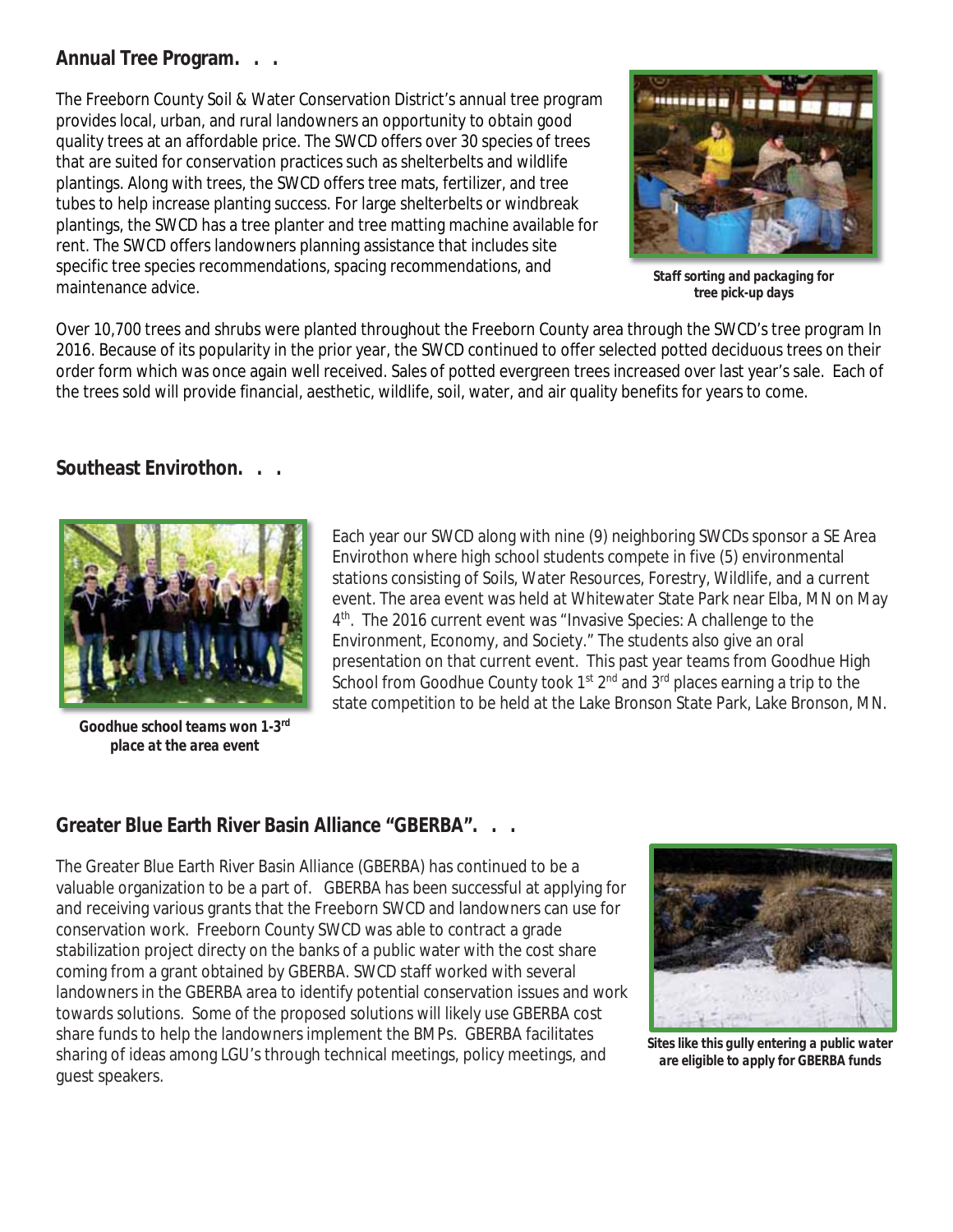## Annual Tree Program. . .

The Freeborn County Soil & Water Conservation District's annual tree program provides local, urban, and rural landowners an opportunity to obtain good quality trees at an affordable price. The SWCD offers over 30 species of trees that are suited for conservation practices such as shelterbelts and wildlife plantings. Along with trees, the SWCD offers tree mats, fertilizer, and tree tubes to help increase planting success. For large shelterbelts or windbreak plantings, the SWCD has a tree planter and tree matting machine available for rent. The SWCD offers landowners planning assistance that includes site specific tree species recommendations, spacing recommendations, and maintenance advice.

**Staff sorting and packaging for tree pick-up days**

Over 10,700 trees and shrubs were planted throughout the Freeborn County area through the SWCD's tree program In 2016. Because of its popularity in the prior year, the SWCD continued to offer selected potted deciduous trees on their order form which was once again well received. Sales of potted evergreen trees increased over last year's sale. Each of the trees sold will provide financial, aesthetic, wildlife, soil, water, and air quality benefits for years to come.

## Southeast Envirothon. . .

**Goodhue school teams won 1-3rd place at the area event**

Each year our SWCD along with nine (9) neighboring SWCDs sponsor a SE Area Envirothon where high school students compete in five (5) environmental stations consisting of Soils, Water Resources, Forestry, Wildlife, and a current event. The area event was held at Whitewater State Park near Elba, MN on May 4th. The 2016 current event was "Invasive Species: A challenge to the Environment, Economy, and Society." The students also give an oral presentation on that current event. This past year teams from Goodhue High School from Goodhue County took 1st 2nd and 3rd places earning a trip to the state competition to be held at the Lake Bronson State Park, Lake Bronson, MN.

## Greater Blue Earth River Basin Alliance "GBERBA". . .

The Greater Blue Earth River Basin Alliance (GBERBA) has continued to be a valuable organization to be a part of. GBERBA has been successful at applying for and receiving various grants that the Freeborn SWCD and landowners can use for conservation work. Freeborn County SWCD was able to contract a grade stabilization project directy on the banks of a public water with the cost share coming from a grant obtained by GBERBA. SWCD staff worked with several landowners in the GBERBA area to identify potential conservation issues and work towards solutions. Some of the proposed solutions will likely use GBERBA cost share funds to help the landowners implement the BMPs. GBERBA facilitates sharing of ideas among LGU's through technical meetings, policy meetings, and guest speakers.

**Sites like this gully entering a public water are eligible to apply for GBERBA funds**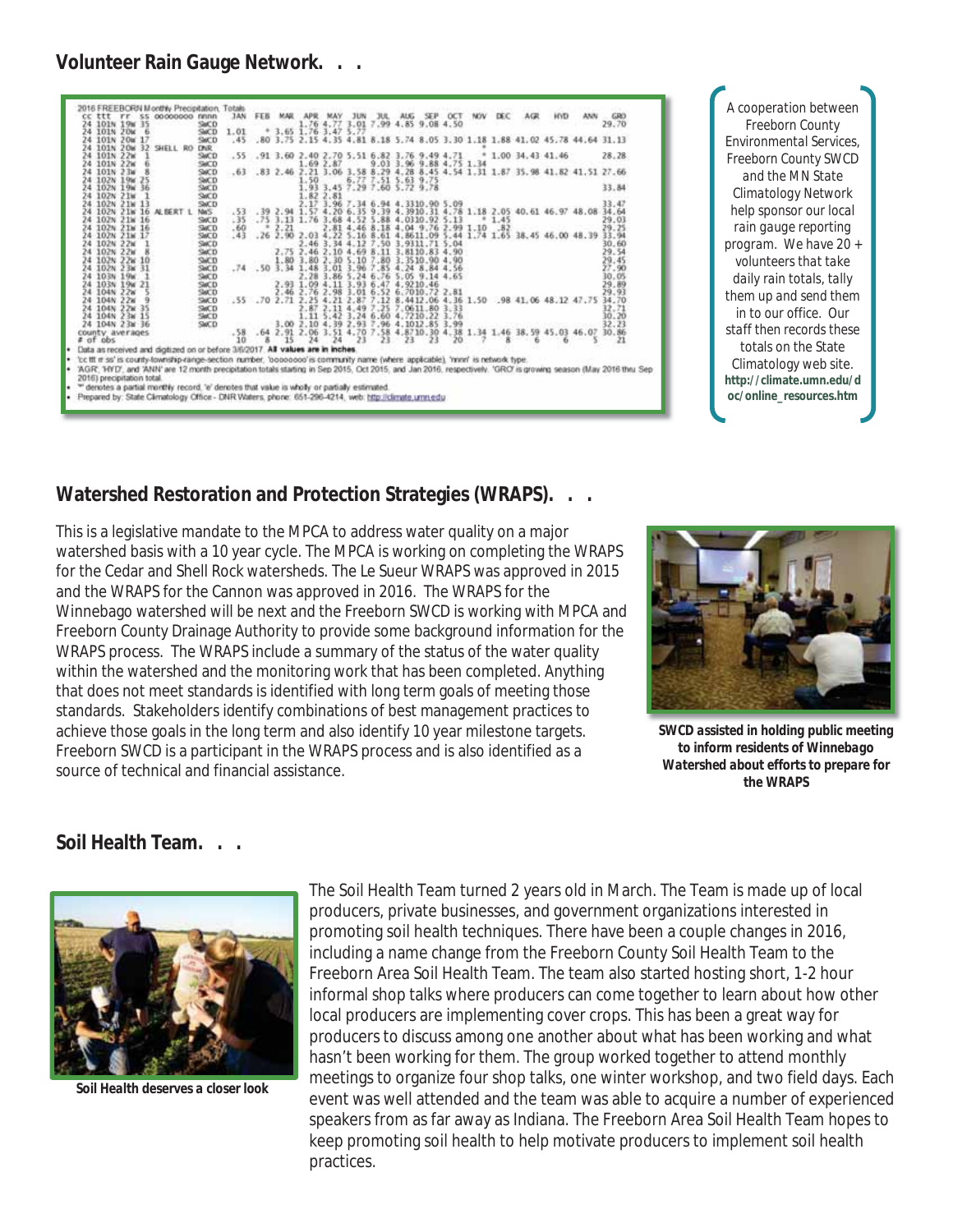## Volunteer Rain Gauge Network. . .

2016 FREEBORN Monthly Precipitation Totals

| cc ttt rr ss oooooooo nnnn | JAN | FEB | MAR | APR | MAY | JUN | JUL | AUG | SEP | OCT | NOV | DEC | AGR | HYD | ANN | GRO |
|---|---|---|---|---|---|---|---|---|---|---|---|---|---|---|---|---|
| 24 101N 19W 35 SWCD | | | | 1.76 | 4.77 | 3.01 | 7.99 | 4.85 | 9.08 | 4.50 | | | | | | 29.70 |
| 24 101N 20W 6 SWCD | 1.01 | * | 3.65 | 1.76 | 3.47 | 5.77 | | | | | | | | | | |
| 24 101N 20W 17 SWCD | .45 | .80 | 3.75 | 2.15 | 4.35 | 4.81 | 8.18 | 5.74 | 8.05 | 3.30 | 1.18 | 1.88 | 41.02 | 45.78 | 44.64 | 31.13 |
| 24 101N 20W 32 SHELL RO DNR | | | | | | | | | | | * | | | | | |
| 24 101N 22W 1 SWCD | .55 | .91 | 3.60 | 2.40 | 2.70 | 5.51 | 6.82 | 3.76 | 9.49 | 4.71 | * | 1.00 | 34.43 | 41.46 | | 28.28 |
| 24 101N 22W 6 SWCD | | | | 1.69 | 2.87 | | 9.03 | 3.96 | 9.88 | 4.75 | 1.34 | | | | | |
| 24 101N 23W 8 SWCD | .63 | .83 | 2.46 | 2.21 | 3.06 | 3.58 | 8.29 | 4.28 | 8.45 | 4.54 | 1.31 | 1.87 | 35.98 | 41.82 | 41.51 | 27.66 |
| 24 102N 19W 25 SWCD | | | | 1.50 | | 6.77 | 7.51 | 5.63 | 9.75 | | | | | | | |
| 24 102N 19W 36 SWCD | | | | 1.93 | 3.45 | 7.29 | 7.60 | 5.72 | 9.78 | | | | | | | 33.84 |
| 24 102N 21W 1 SWCD | | | | 1.82 | 2.81 | | | | | | | | | | | |
| 24 102N 21W 13 SWCD | | | | 2.17 | 3.96 | 7.34 | 6.94 | 4.33 | 10.90 | 5.09 | | | | | | 33.47 |
| 24 102N 21W 16 ALBERT L NWS | .53 | .39 | 2.94 | 1.57 | 4.20 | 6.35 | 9.39 | 4.39 | 10.31 | 4.78 | 1.18 | 2.05 | 40.61 | 46.97 | 48.08 | 34.64 |
| 24 102N 21W 16 SWCD | .35 | .75 | 3.13 | 1.76 | 3.68 | 4.52 | 5.88 | 4.03 | 10.92 | 5.13 | * | 1.45 | | | | 29.03 |
| 24 102N 21W 16 SWCD | .60 | * | 2.21 | | 2.81 | 4.46 | 8.18 | 4.04 | 9.76 | 2.99 | 1.10 | .82 | | | | 29.25 |
| 24 102N 21W 17 SWCD | .43 | .26 | 2.90 | 2.03 | 4.22 | 5.16 | 8.61 | 4.86 | 11.09 | 5.44 | 1.74 | 1.65 | 38.45 | 46.00 | 48.39 | 33.94 |
| 24 102N 22W 1 SWCD | | | | 2.46 | 3.34 | 4.12 | 7.50 | 3.93 | 11.71 | 5.04 | | | | | | 30.60 |
| 24 102N 22W 8 SWCD | | | 2.75 | 2.46 | 2.10 | 4.69 | 8.11 | 3.81 | 10.83 | 4.90 | | | | | | 29.54 |
| 24 102N 22W 10 SWCD | | | 1.80 | 3.80 | 2.30 | 5.10 | 7.80 | 3.35 | 10.90 | 4.90 | | | | | | 29.45 |
| 24 102N 23W 31 SWCD | .74 | .50 | 3.34 | 1.48 | 3.01 | 3.96 | 7.85 | 4.24 | 8.84 | 4.56 | | | | | | 27.90 |
| 24 103N 19W 1 SWCD | | | | 2.28 | 3.86 | 5.24 | 6.76 | 5.05 | 9.14 | 4.65 | | | | | | 30.05 |
| 24 103N 19W 21 SWCD | | | 2.93 | 1.09 | 4.11 | 3.93 | 6.47 | 4.92 | 10.46 | | | | | | | 29.89 |
| 24 104N 22W 5 SWCD | | | 2.46 | 2.76 | 2.98 | 3.01 | 6.52 | 6.70 | 10.72 | 2.81 | | | | | | 29.93 |
| 24 104N 22W 9 SWCD | .55 | .70 | 2.71 | 2.25 | 4.21 | 2.87 | 7.12 | 8.44 | 12.06 | 4.36 | 1.50 | .98 | 41.06 | 48.12 | 47.75 | 34.70 |
| 24 104N 22W 35 SWCD | | | | 2.87 | 2.11 | 4.49 | 7.25 | 7.06 | 11.80 | 3.33 | | | | | | 32.71 |
| 24 104N 23W 15 SWCD | | | | 1.11 | 5.42 | 3.24 | 6.60 | 4.72 | 10.22 | 3.76 | | | | | | 30.20 |
| 24 104N 23W 36 SWCD | | | 3.00 | 2.10 | 4.39 | 2.93 | 7.96 | 4.10 | 12.85 | 3.99 | | | | | | 32.23 |
| county averages | .58 | .64 | 2.91 | 2.06 | 3.51 | 4.70 | 7.58 | 4.87 | 10.30 | 4.38 | 1.34 | 1.46 | 38.59 | 45.03 | 46.07 | 30.86 |
| # of obs | 10 | 8 | 15 | 24 | 24 | 23 | 23 | 23 | 23 | 20 | 7 | 8 | 6 | 6 | 5 | 21 |

- Data as received and digitized on or before 3/6/2017. **All values are in inches.**
- 'cc ttt rr ss' is county-township-range-section number, 'oooooooo' is community name (where applicable), 'nnnn' is network type.
- 'AGR', 'HYD', and 'ANN' are 12 month precipitation totals starting in Sep 2015, Oct 2015, and Jan 2016, respectively. 'GRO' is growing season (May 2016 thru Sep 2016) precipitation total.
- '*' denotes a partial monthly record, 'e' denotes that value is wholly or partially estimated.
- Prepared by: State Climatology Office - DNR Waters, phone: 651-296-4214, web: http://climate.umn.edu

A cooperation between Freeborn County Environmental Services, Freeborn County SWCD and the MN State Climatology Network help sponsor our local rain gauge reporting program. We have 20 + volunteers that take daily rain totals, tally them up and send them in to our office. Our staff then records these totals on the State Climatology web site. **http://climate.umn.edu/doc/online_resources.htm**

## Watershed Restoration and Protection Strategies (WRAPS). . .

This is a legislative mandate to the MPCA to address water quality on a major watershed basis with a 10 year cycle. The MPCA is working on completing the WRAPS for the Cedar and Shell Rock watersheds. The Le Sueur WRAPS was approved in 2015 and the WRAPS for the Cannon was approved in 2016. The WRAPS for the Winnebago watershed will be next and the Freeborn SWCD is working with MPCA and Freeborn County Drainage Authority to provide some background information for the WRAPS process. The WRAPS include a summary of the status of the water quality within the watershed and the monitoring work that has been completed. Anything that does not meet standards is identified with long term goals of meeting those standards. Stakeholders identify combinations of best management practices to achieve those goals in the long term and also identify 10 year milestone targets. Freeborn SWCD is a participant in the WRAPS process and is also identified as a source of technical and financial assistance.

**SWCD assisted in holding public meeting to inform residents of Winnebago Watershed about efforts to prepare for the WRAPS**

## Soil Health Team. . .

**Soil Health deserves a closer look**

The Soil Health Team turned 2 years old in March. The Team is made up of local producers, private businesses, and government organizations interested in promoting soil health techniques. There have been a couple changes in 2016, including a name change from the Freeborn County Soil Health Team to the Freeborn Area Soil Health Team. The team also started hosting short, 1-2 hour informal shop talks where producers can come together to learn about how other local producers are implementing cover crops. This has been a great way for producers to discuss among one another about what has been working and what hasn't been working for them. The group worked together to attend monthly meetings to organize four shop talks, one winter workshop, and two field days. Each event was well attended and the team was able to acquire a number of experienced speakers from as far away as Indiana. The Freeborn Area Soil Health Team hopes to keep promoting soil health to help motivate producers to implement soil health practices.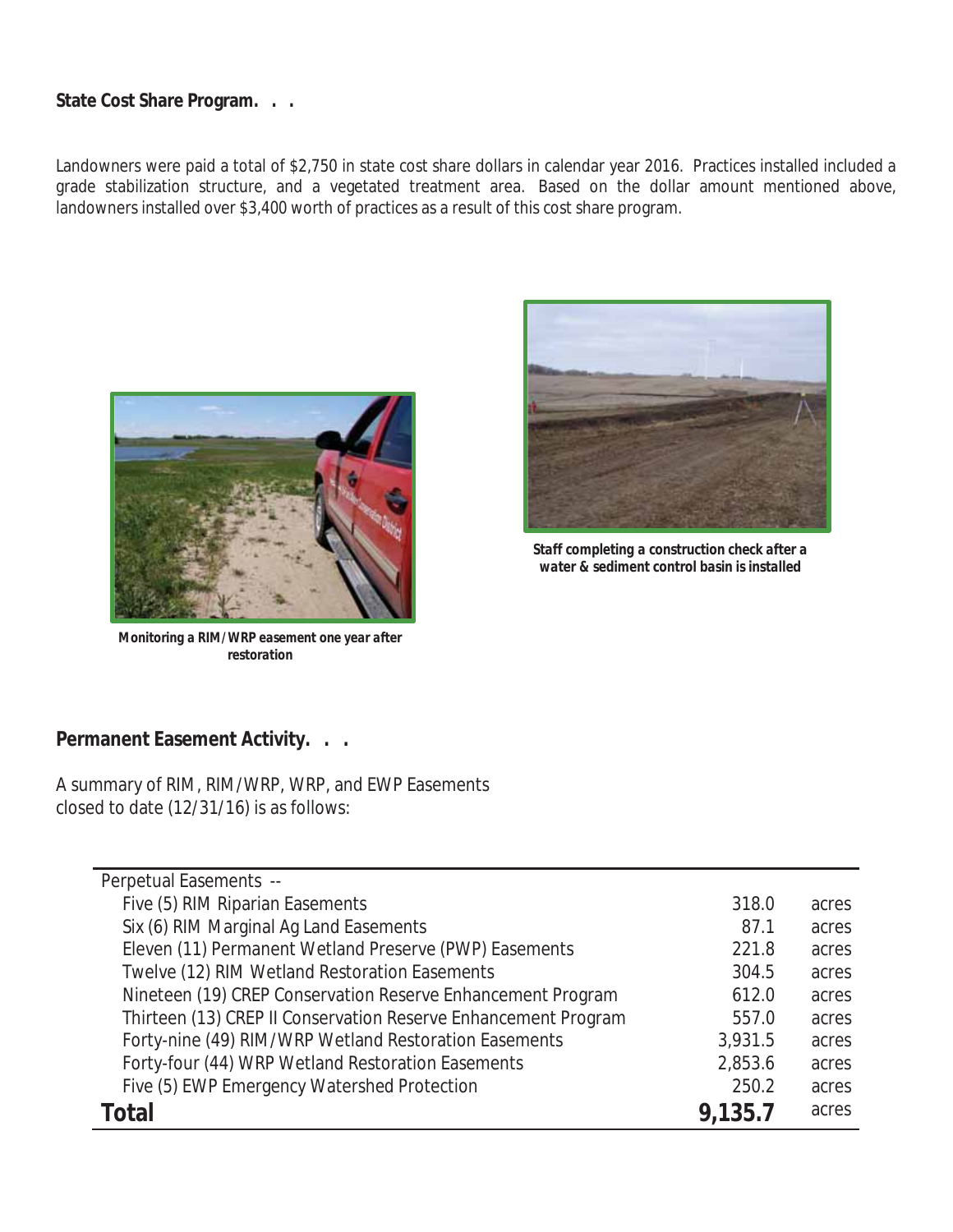**State Cost Share Program. . .**

Landowners were paid a total of $2,750 in state cost share dollars in calendar year 2016. Practices installed included a grade stabilization structure, and a vegetated treatment area. Based on the dollar amount mentioned above, landowners installed over $3,400 worth of practices as a result of this cost share program.

**Monitoring a RIM/WRP easement one year after restoration**

**Staff completing a construction check after a water & sediment control basin is installed**

**Permanent Easement Activity. . .**

A summary of RIM, RIM/WRP, WRP, and EWP Easements closed to date (12/31/16) is as follows:

| Perpetual Easements -- | | |
|---|---|---|
| Five (5) RIM Riparian Easements | 318.0 | acres |
| Six (6) RIM Marginal Ag Land Easements | 87.1 | acres |
| Eleven (11) Permanent Wetland Preserve (PWP) Easements | 221.8 | acres |
| Twelve (12) RIM Wetland Restoration Easements | 304.5 | acres |
| Nineteen (19) CREP Conservation Reserve Enhancement Program | 612.0 | acres |
| Thirteen (13) CREP II Conservation Reserve Enhancement Program | 557.0 | acres |
| Forty-nine (49) RIM/WRP Wetland Restoration Easements | 3,931.5 | acres |
| Forty-four (44) WRP Wetland Restoration Easements | 2,853.6 | acres |
| Five (5) EWP Emergency Watershed Protection | 250.2 | acres |
| **Total** | **9,135.7** | acres |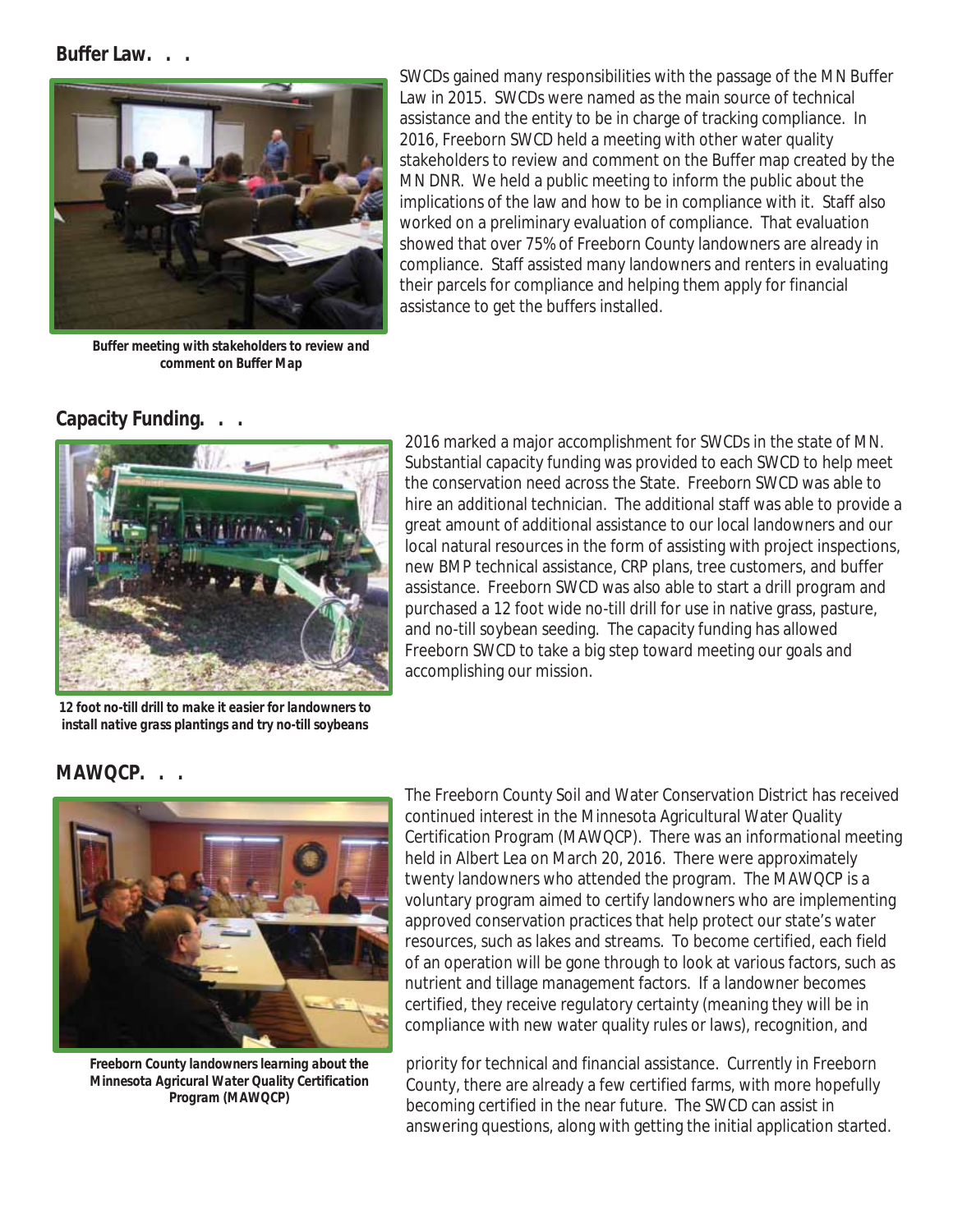## Buffer Law. . .

SWCDs gained many responsibilities with the passage of the MN Buffer Law in 2015. SWCDs were named as the main source of technical assistance and the entity to be in charge of tracking compliance. In 2016, Freeborn SWCD held a meeting with other water quality stakeholders to review and comment on the Buffer map created by the MN DNR. We held a public meeting to inform the public about the implications of the law and how to be in compliance with it. Staff also worked on a preliminary evaluation of compliance. That evaluation showed that over 75% of Freeborn County landowners are already in compliance. Staff assisted many landowners and renters in evaluating their parcels for compliance and helping them apply for financial assistance to get the buffers installed.

***Buffer meeting with stakeholders to review and comment on Buffer Map***

## Capacity Funding. . .

2016 marked a major accomplishment for SWCDs in the state of MN. Substantial capacity funding was provided to each SWCD to help meet the conservation need across the State. Freeborn SWCD was able to hire an additional technician. The additional staff was able to provide a great amount of additional assistance to our local landowners and our local natural resources in the form of assisting with project inspections, new BMP technical assistance, CRP plans, tree customers, and buffer assistance. Freeborn SWCD was also able to start a drill program and purchased a 12 foot wide no-till drill for use in native grass, pasture, and no-till soybean seeding. The capacity funding has allowed Freeborn SWCD to take a big step toward meeting our goals and accomplishing our mission.

***12 foot no-till drill to make it easier for landowners to install native grass plantings and try no-till soybeans***

## MAWQCP. . .

The Freeborn County Soil and Water Conservation District has received continued interest in the Minnesota Agricultural Water Quality Certification Program (MAWQCP). There was an informational meeting held in Albert Lea on March 20, 2016. There were approximately twenty landowners who attended the program. The MAWQCP is a voluntary program aimed to certify landowners who are implementing approved conservation practices that help protect our state's water resources, such as lakes and streams. To become certified, each field of an operation will be gone through to look at various factors, such as nutrient and tillage management factors. If a landowner becomes certified, they receive regulatory certainty (meaning they will be in compliance with new water quality rules or laws), recognition, and priority for technical and financial assistance. Currently in Freeborn County, there are already a few certified farms, with more hopefully becoming certified in the near future. The SWCD can assist in answering questions, along with getting the initial application started.

***Freeborn County landowners learning about the Minnesota Agricural Water Quality Certification Program (MAWQCP)***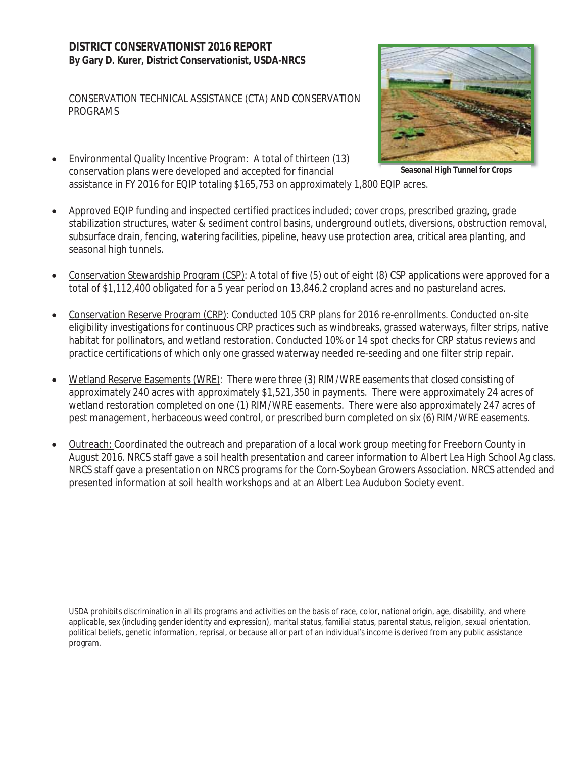## DISTRICT CONSERVATIONIST 2016 REPORT

**By Gary D. Kurer, District Conservationist, USDA-NRCS**

CONSERVATION TECHNICAL ASSISTANCE (CTA) AND CONSERVATION PROGRAMS

*Seasonal High Tunnel for Crops*

- Environmental Quality Incentive Program: A total of thirteen (13) conservation plans were developed and accepted for financial assistance in FY 2016 for EQIP totaling $165,753 on approximately 1,800 EQIP acres.

- Approved EQIP funding and inspected certified practices included; cover crops, prescribed grazing, grade stabilization structures, water & sediment control basins, underground outlets, diversions, obstruction removal, subsurface drain, fencing, watering facilities, pipeline, heavy use protection area, critical area planting, and seasonal high tunnels.

- Conservation Stewardship Program (CSP): A total of five (5) out of eight (8) CSP applications were approved for a total of $1,112,400 obligated for a 5 year period on 13,846.2 cropland acres and no pastureland acres.

- Conservation Reserve Program (CRP): Conducted 105 CRP plans for 2016 re-enrollments. Conducted on-site eligibility investigations for continuous CRP practices such as windbreaks, grassed waterways, filter strips, native habitat for pollinators, and wetland restoration. Conducted 10% or 14 spot checks for CRP status reviews and practice certifications of which only one grassed waterway needed re-seeding and one filter strip repair.

- Wetland Reserve Easements (WRE): There were three (3) RIM/WRE easements that closed consisting of approximately 240 acres with approximately $1,521,350 in payments. There were approximately 24 acres of wetland restoration completed on one (1) RIM/WRE easements. There were also approximately 247 acres of pest management, herbaceous weed control, or prescribed burn completed on six (6) RIM/WRE easements.

- Outreach: Coordinated the outreach and preparation of a local work group meeting for Freeborn County in August 2016. NRCS staff gave a soil health presentation and career information to Albert Lea High School Ag class. NRCS staff gave a presentation on NRCS programs for the Corn-Soybean Growers Association. NRCS attended and presented information at soil health workshops and at an Albert Lea Audubon Society event.

USDA prohibits discrimination in all its programs and activities on the basis of race, color, national origin, age, disability, and where applicable, sex (including gender identity and expression), marital status, familial status, parental status, religion, sexual orientation, political beliefs, genetic information, reprisal, or because all or part of an individual's income is derived from any public assistance program.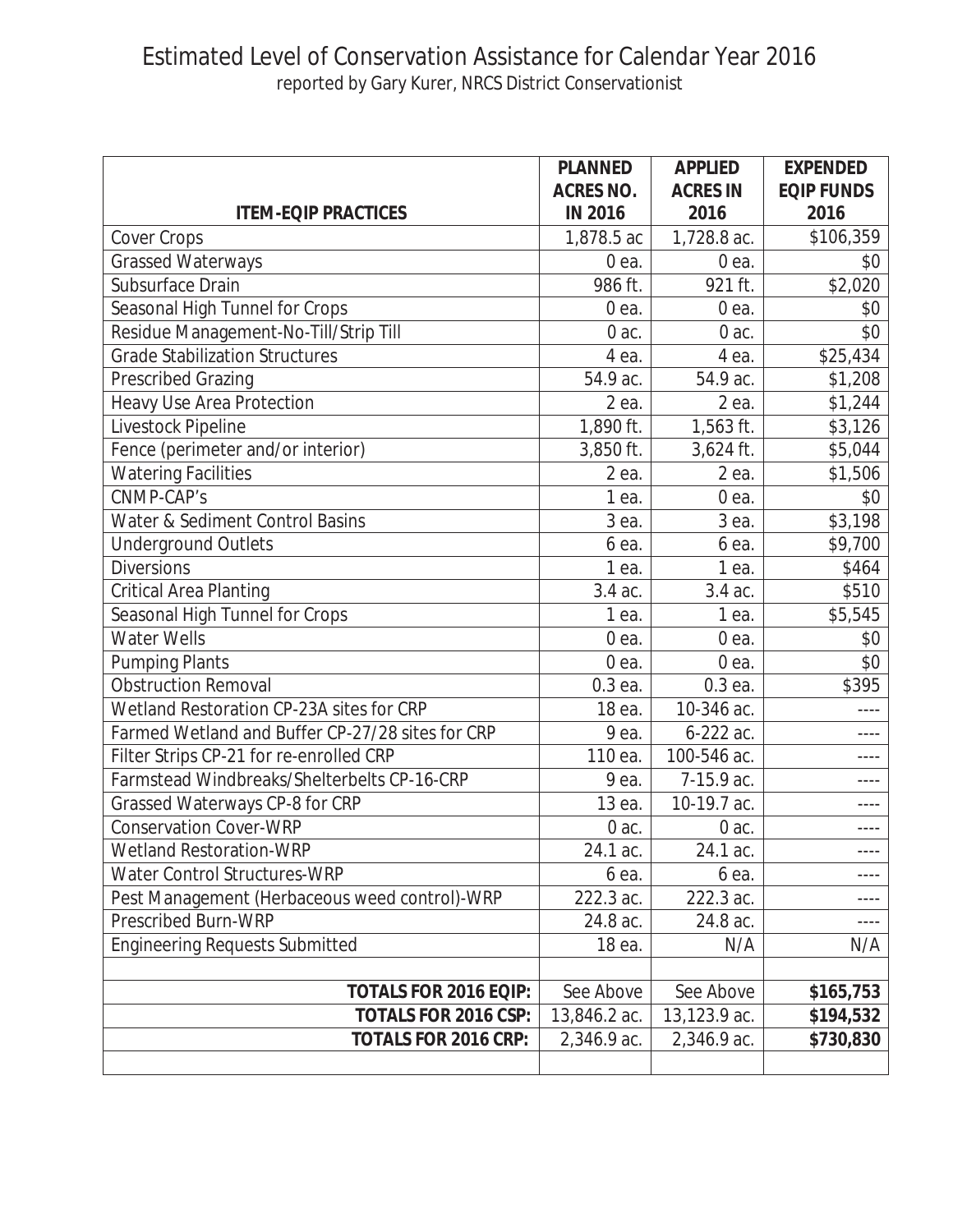# Estimated Level of Conservation Assistance for Calendar Year 2016

reported by Gary Kurer, NRCS District Conservationist

| ITEM-EQIP PRACTICES | PLANNED ACRES NO. IN 2016 | APPLIED ACRES IN 2016 | EXPENDED EQIP FUNDS 2016 |
|---|---|---|---|
| Cover Crops | 1,878.5 ac | 1,728.8 ac. | $106,359 |
| Grassed Waterways | 0 ea. | 0 ea. | $0 |
| Subsurface Drain | 986 ft. | 921 ft. | $2,020 |
| Seasonal High Tunnel for Crops | 0 ea. | 0 ea. | $0 |
| Residue Management-No-Till/Strip Till | 0 ac. | 0 ac. | $0 |
| Grade Stabilization Structures | 4 ea. | 4 ea. | $25,434 |
| Prescribed Grazing | 54.9 ac. | 54.9 ac. | $1,208 |
| Heavy Use Area Protection | 2 ea. | 2 ea. | $1,244 |
| Livestock Pipeline | 1,890 ft. | 1,563 ft. | $3,126 |
| Fence (perimeter and/or interior) | 3,850 ft. | 3,624 ft. | $5,044 |
| Watering Facilities | 2 ea. | 2 ea. | $1,506 |
| CNMP-CAP's | 1 ea. | 0 ea. | $0 |
| Water & Sediment Control Basins | 3 ea. | 3 ea. | $3,198 |
| Underground Outlets | 6 ea. | 6 ea. | $9,700 |
| Diversions | 1 ea. | 1 ea. | $464 |
| Critical Area Planting | 3.4 ac. | 3.4 ac. | $510 |
| Seasonal High Tunnel for Crops | 1 ea. | 1 ea. | $5,545 |
| Water Wells | 0 ea. | 0 ea. | $0 |
| Pumping Plants | 0 ea. | 0 ea. | $0 |
| Obstruction Removal | 0.3 ea. | 0.3 ea. | $395 |
| Wetland Restoration CP-23A sites for CRP | 18 ea. | 10-346 ac. | ---- |
| Farmed Wetland and Buffer CP-27/28 sites for CRP | 9 ea. | 6-222 ac. | ---- |
| Filter Strips CP-21 for re-enrolled CRP | 110 ea. | 100-546 ac. | ---- |
| Farmstead Windbreaks/Shelterbelts CP-16-CRP | 9 ea. | 7-15.9 ac. | ---- |
| Grassed Waterways CP-8 for CRP | 13 ea. | 10-19.7 ac. | ---- |
| Conservation Cover-WRP | 0 ac. | 0 ac. | ---- |
| Wetland Restoration-WRP | 24.1 ac. | 24.1 ac. | ---- |
| Water Control Structures-WRP | 6 ea. | 6 ea. | ---- |
| Pest Management (Herbaceous weed control)-WRP | 222.3 ac. | 222.3 ac. | ---- |
| Prescribed Burn-WRP | 24.8 ac. | 24.8 ac. | ---- |
| Engineering Requests Submitted | 18 ea. | N/A | N/A |
| | | | |
| **TOTALS FOR 2016 EQIP:** | See Above | See Above | **$165,753** |
| **TOTALS FOR 2016 CSP:** | 13,846.2 ac. | 13,123.9 ac. | **$194,532** |
| **TOTALS FOR 2016 CRP:** | 2,346.9 ac. | 2,346.9 ac. | **$730,830** |
| | | | |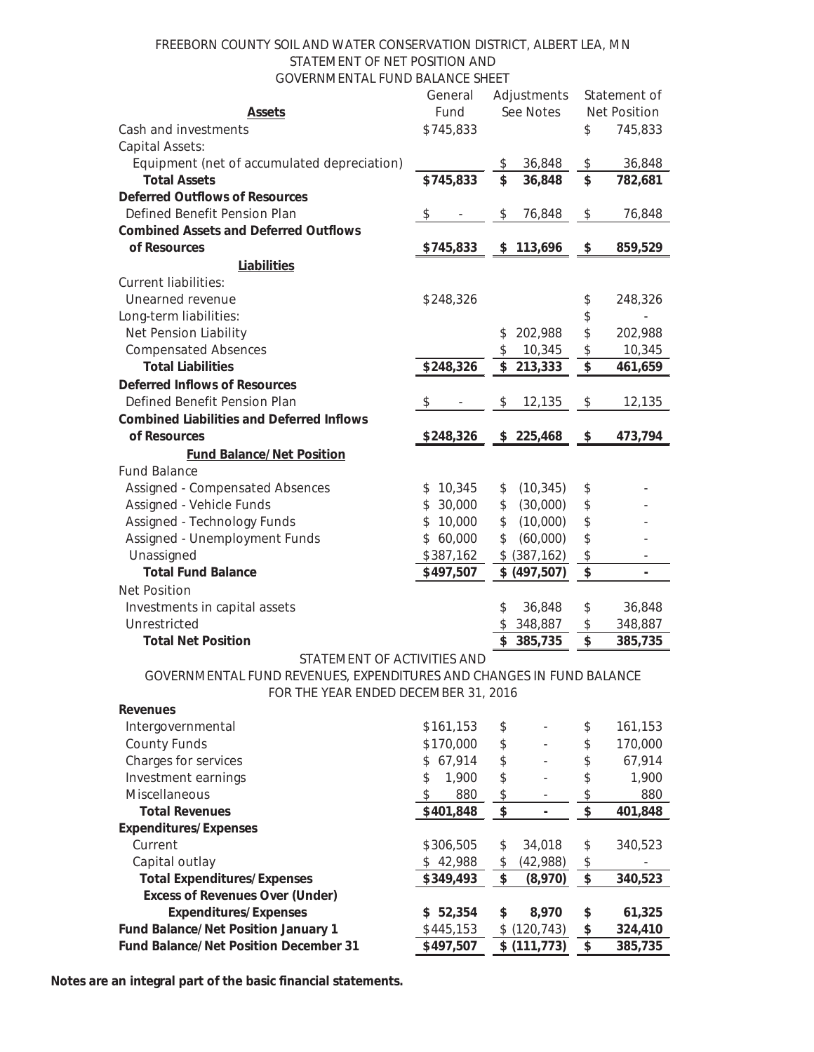FREEBORN COUNTY SOIL AND WATER CONSERVATION DISTRICT, ALBERT LEA, MN
STATEMENT OF NET POSITION AND
GOVERNMENTAL FUND BALANCE SHEET

| **Assets** | General Fund | Adjustments See Notes | Statement of Net Position |
|---|---|---|---|
| Cash and investments | $745,833 | | $ 745,833 |
| Capital Assets: | | | |
| Equipment (net of accumulated depreciation) | | $ 36,848 | $ 36,848 |
| **Total Assets** | **$745,833** | **$ 36,848** | **$ 782,681** |
| **Deferred Outflows of Resources** | | | |
| Defined Benefit Pension Plan | $ - | $ 76,848 | $ 76,848 |
| **Combined Assets and Deferred Outflows of Resources** | **$745,833** | **$ 113,696** | **$ 859,529** |
| **Liabilities** | | | |
| Current liabilities: | | | |
| Unearned revenue | $248,326 | | $ 248,326 |
| Long-term liabilities: | | | $ - |
| Net Pension Liability | | $ 202,988 | $ 202,988 |
| Compensated Absences | | $ 10,345 | $ 10,345 |
| **Total Liabilities** | **$248,326** | **$ 213,333** | **$ 461,659** |
| **Deferred Inflows of Resources** | | | |
| Defined Benefit Pension Plan | $ - | $ 12,135 | $ 12,135 |
| **Combined Liabilities and Deferred Inflows of Resources** | **$248,326** | **$ 225,468** | **$ 473,794** |
| **Fund Balance/Net Position** | | | |
| Fund Balance | | | |
| Assigned - Compensated Absences | $ 10,345 | $ (10,345) | $ - |
| Assigned - Vehicle Funds | $ 30,000 | $ (30,000) | $ - |
| Assigned - Technology Funds | $ 10,000 | $ (10,000) | $ - |
| Assigned - Unemployment Funds | $ 60,000 | $ (60,000) | $ - |
| Unassigned | $387,162 | $ (387,162) | $ - |
| **Total Fund Balance** | **$497,507** | **$ (497,507)** | **$ -** |
| Net Position | | | |
| Investments in capital assets | | $ 36,848 | $ 36,848 |
| Unrestricted | | $ 348,887 | $ 348,887 |
| **Total Net Position** | | **$ 385,735** | **$ 385,735** |

STATEMENT OF ACTIVITIES AND
GOVERNMENTAL FUND REVENUES, EXPENDITURES AND CHANGES IN FUND BALANCE
FOR THE YEAR ENDED DECEMBER 31, 2016

| | General Fund | Adjustments See Notes | Statement of Net Position |
|---|---|---|---|
| **Revenues** | | | |
| Intergovernmental | $161,153 | $ - | $ 161,153 |
| County Funds | $170,000 | $ - | $ 170,000 |
| Charges for services | $ 67,914 | $ - | $ 67,914 |
| Investment earnings | $ 1,900 | $ - | $ 1,900 |
| Miscellaneous | $ 880 | $ - | $ 880 |
| **Total Revenues** | **$401,848** | **$ -** | **$ 401,848** |
| **Expenditures/Expenses** | | | |
| Current | $306,505 | $ 34,018 | $ 340,523 |
| Capital outlay | $ 42,988 | $ (42,988) | $ - |
| **Total Expenditures/Expenses** | **$349,493** | **$ (8,970)** | **$ 340,523** |
| **Excess of Revenues Over (Under) Expenditures/Expenses** | **$ 52,354** | **$ 8,970** | **$ 61,325** |
| **Fund Balance/Net Position January 1** | $445,153 | $ (120,743) | $ 324,410 |
| **Fund Balance/Net Position December 31** | $497,507 | $ (111,773) | $ 385,735 |

**Notes are an integral part of the basic financial statements.**